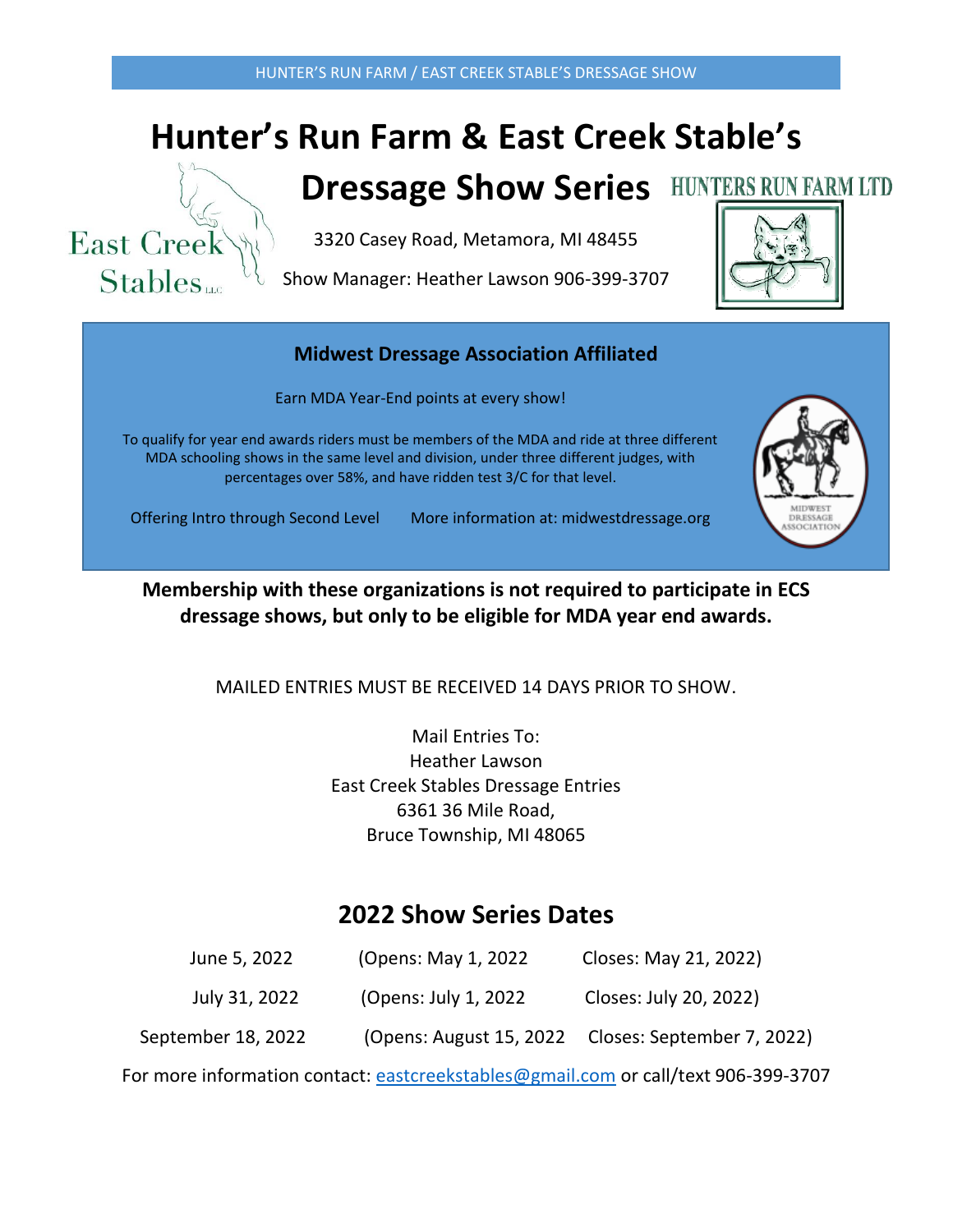# Hunter's Run Farm & East Creek Stable's Dressage Show Series

East Creek Stables LLC

HUNTERS RUN FARM LTD

3320 Casey Road, Metamora, MI 48455

Show Manager: Heather Lawson 906-399-3707

## Midwest Dressage Association Affiliated

Earn MDA Year-End points at every show!

To qualify for year end awards riders must be members of the MDA and ride at three different MDA schooling shows in the same level and division, under three different judges, with percentages over 58%, and have ridden test 3/C for that level.

Offering Intro through Second Level

More information at: midwestdressage.org

**Membership with these organizations is not required to participate in ECS dressage shows, but only to be eligible for MDA year end awards.**

MAILED ENTRIES MUST BE RECEIVED 14 DAYS PRIOR TO SHOW.

Mail Entries To:
Heather Lawson
East Creek Stables Dressage Entries
6361 36 Mile Road,
Bruce Township, MI 48065

## 2022 Show Series Dates

| Show Date | Opens | Closes |
|---|---|---|
| June 5, 2022 | (Opens: May 1, 2022 | Closes: May 21, 2022) |
| July 31, 2022 | (Opens: July 1, 2022 | Closes: July 20, 2022) |
| September 18, 2022 | (Opens: August 15, 2022 | Closes: September 7, 2022) |

For more information contact: eastcreekstables@gmail.com or call/text 906-399-3707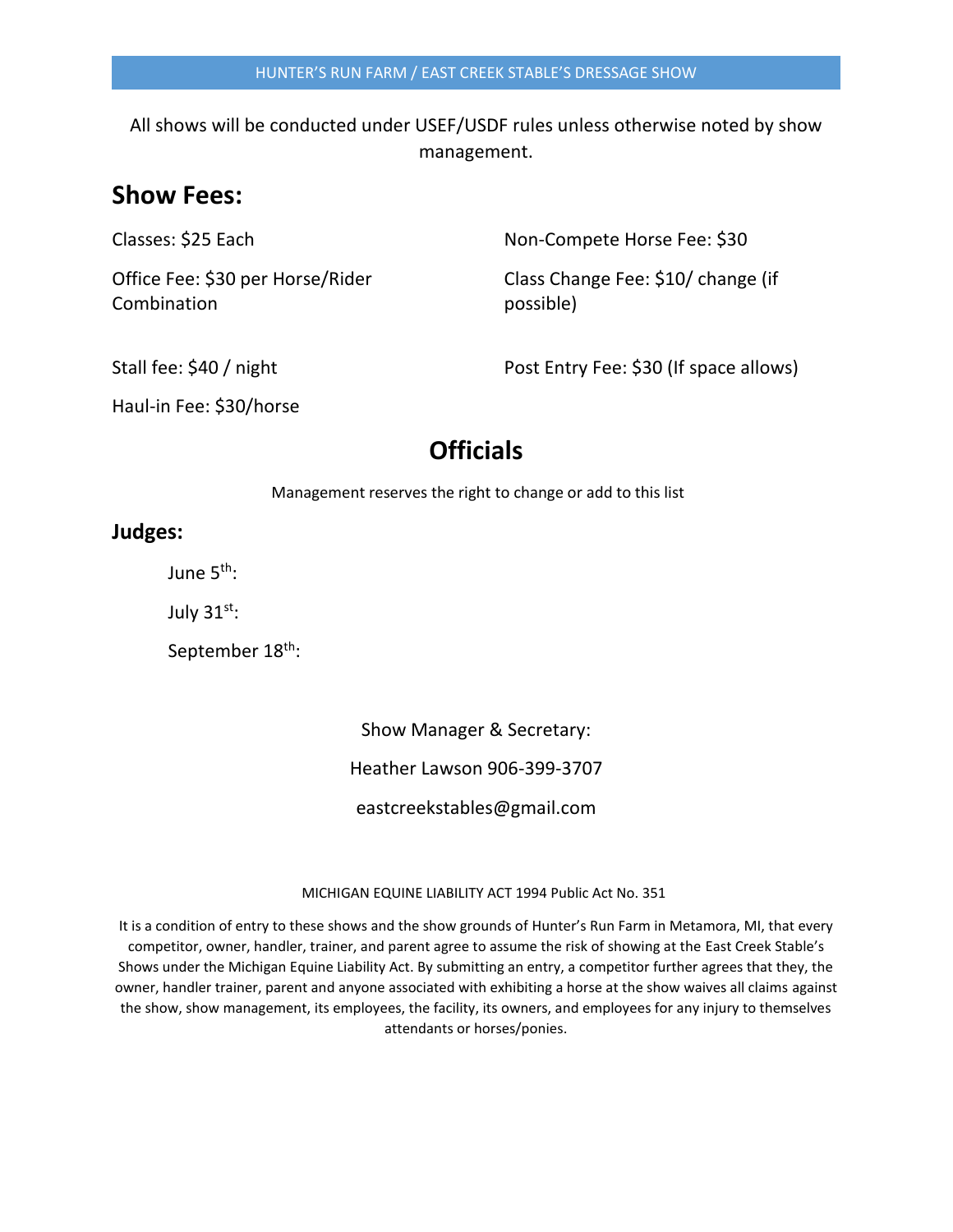HUNTER'S RUN FARM / EAST CREEK STABLE'S DRESSAGE SHOW

All shows will be conducted under USEF/USDF rules unless otherwise noted by show management.

## Show Fees:

Classes: $25 Each

Office Fee: $30 per Horse/Rider Combination

Stall fee: $40 / night

Haul-in Fee: $30/horse

Non-Compete Horse Fee: $30

Class Change Fee: $10/ change (if possible)

Post Entry Fee: $30 (If space allows)

## Officials

Management reserves the right to change or add to this list

### Judges:

June 5th:

July 31st:

September 18th:

Show Manager & Secretary:

Heather Lawson 906-399-3707

eastcreekstables@gmail.com

MICHIGAN EQUINE LIABILITY ACT 1994 Public Act No. 351

It is a condition of entry to these shows and the show grounds of Hunter's Run Farm in Metamora, MI, that every competitor, owner, handler, trainer, and parent agree to assume the risk of showing at the East Creek Stable's Shows under the Michigan Equine Liability Act. By submitting an entry, a competitor further agrees that they, the owner, handler trainer, parent and anyone associated with exhibiting a horse at the show waives all claims against the show, show management, its employees, the facility, its owners, and employees for any injury to themselves attendants or horses/ponies.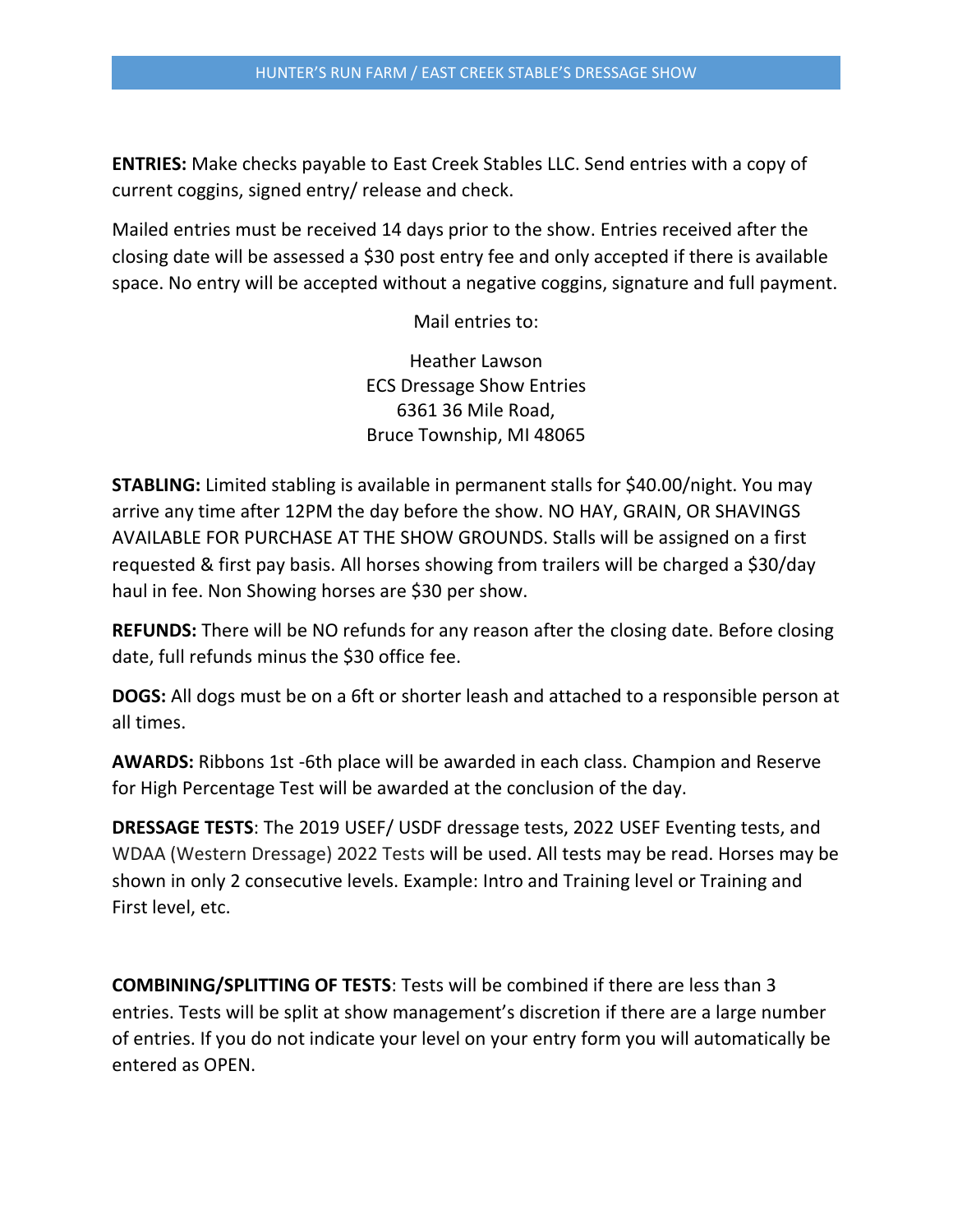**ENTRIES:** Make checks payable to East Creek Stables LLC. Send entries with a copy of current coggins, signed entry/ release and check.

Mailed entries must be received 14 days prior to the show. Entries received after the closing date will be assessed a $30 post entry fee and only accepted if there is available space. No entry will be accepted without a negative coggins, signature and full payment.

Mail entries to:

Heather Lawson
ECS Dressage Show Entries
6361 36 Mile Road,
Bruce Township, MI 48065

**STABLING:** Limited stabling is available in permanent stalls for $40.00/night. You may arrive any time after 12PM the day before the show. NO HAY, GRAIN, OR SHAVINGS AVAILABLE FOR PURCHASE AT THE SHOW GROUNDS. Stalls will be assigned on a first requested & first pay basis. All horses showing from trailers will be charged a $30/day haul in fee. Non Showing horses are $30 per show.

**REFUNDS:** There will be NO refunds for any reason after the closing date. Before closing date, full refunds minus the $30 office fee.

**DOGS:** All dogs must be on a 6ft or shorter leash and attached to a responsible person at all times.

**AWARDS:** Ribbons 1st -6th place will be awarded in each class. Champion and Reserve for High Percentage Test will be awarded at the conclusion of the day.

**DRESSAGE TESTS**: The 2019 USEF/ USDF dressage tests, 2022 USEF Eventing tests, and WDAA (Western Dressage) 2022 Tests will be used. All tests may be read. Horses may be shown in only 2 consecutive levels. Example: Intro and Training level or Training and First level, etc.

**COMBINING/SPLITTING OF TESTS**: Tests will be combined if there are less than 3 entries. Tests will be split at show management's discretion if there are a large number of entries. If you do not indicate your level on your entry form you will automatically be entered as OPEN.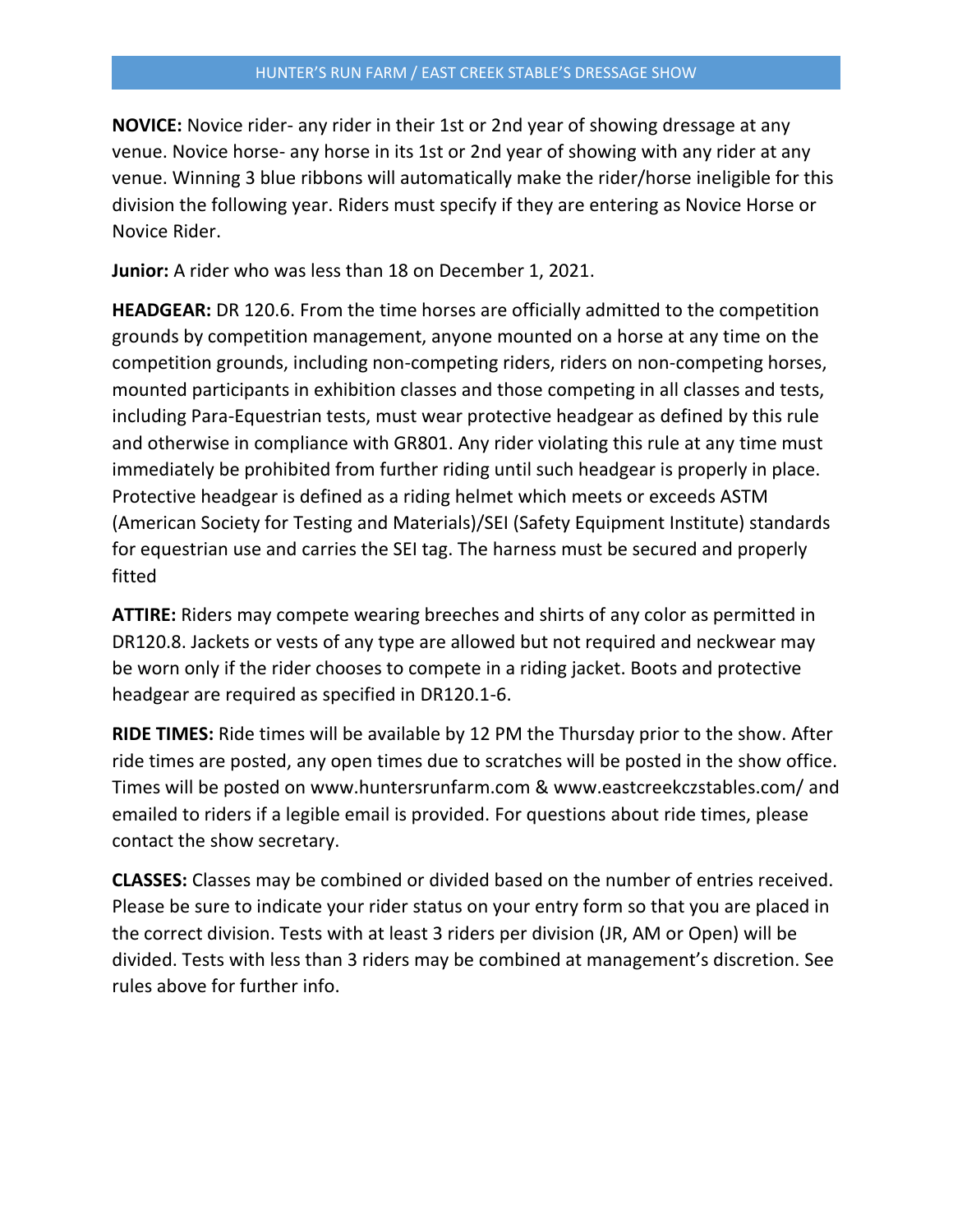**NOVICE:** Novice rider- any rider in their 1st or 2nd year of showing dressage at any venue. Novice horse- any horse in its 1st or 2nd year of showing with any rider at any venue. Winning 3 blue ribbons will automatically make the rider/horse ineligible for this division the following year. Riders must specify if they are entering as Novice Horse or Novice Rider.

**Junior:** A rider who was less than 18 on December 1, 2021.

**HEADGEAR:** DR 120.6. From the time horses are officially admitted to the competition grounds by competition management, anyone mounted on a horse at any time on the competition grounds, including non-competing riders, riders on non-competing horses, mounted participants in exhibition classes and those competing in all classes and tests, including Para-Equestrian tests, must wear protective headgear as defined by this rule and otherwise in compliance with GR801. Any rider violating this rule at any time must immediately be prohibited from further riding until such headgear is properly in place. Protective headgear is defined as a riding helmet which meets or exceeds ASTM (American Society for Testing and Materials)/SEI (Safety Equipment Institute) standards for equestrian use and carries the SEI tag. The harness must be secured and properly fitted

**ATTIRE:** Riders may compete wearing breeches and shirts of any color as permitted in DR120.8. Jackets or vests of any type are allowed but not required and neckwear may be worn only if the rider chooses to compete in a riding jacket. Boots and protective headgear are required as specified in DR120.1-6.

**RIDE TIMES:** Ride times will be available by 12 PM the Thursday prior to the show. After ride times are posted, any open times due to scratches will be posted in the show office. Times will be posted on www.huntersrunfarm.com & www.eastcreekczstables.com/ and emailed to riders if a legible email is provided. For questions about ride times, please contact the show secretary.

**CLASSES:** Classes may be combined or divided based on the number of entries received. Please be sure to indicate your rider status on your entry form so that you are placed in the correct division. Tests with at least 3 riders per division (JR, AM or Open) will be divided. Tests with less than 3 riders may be combined at management's discretion. See rules above for further info.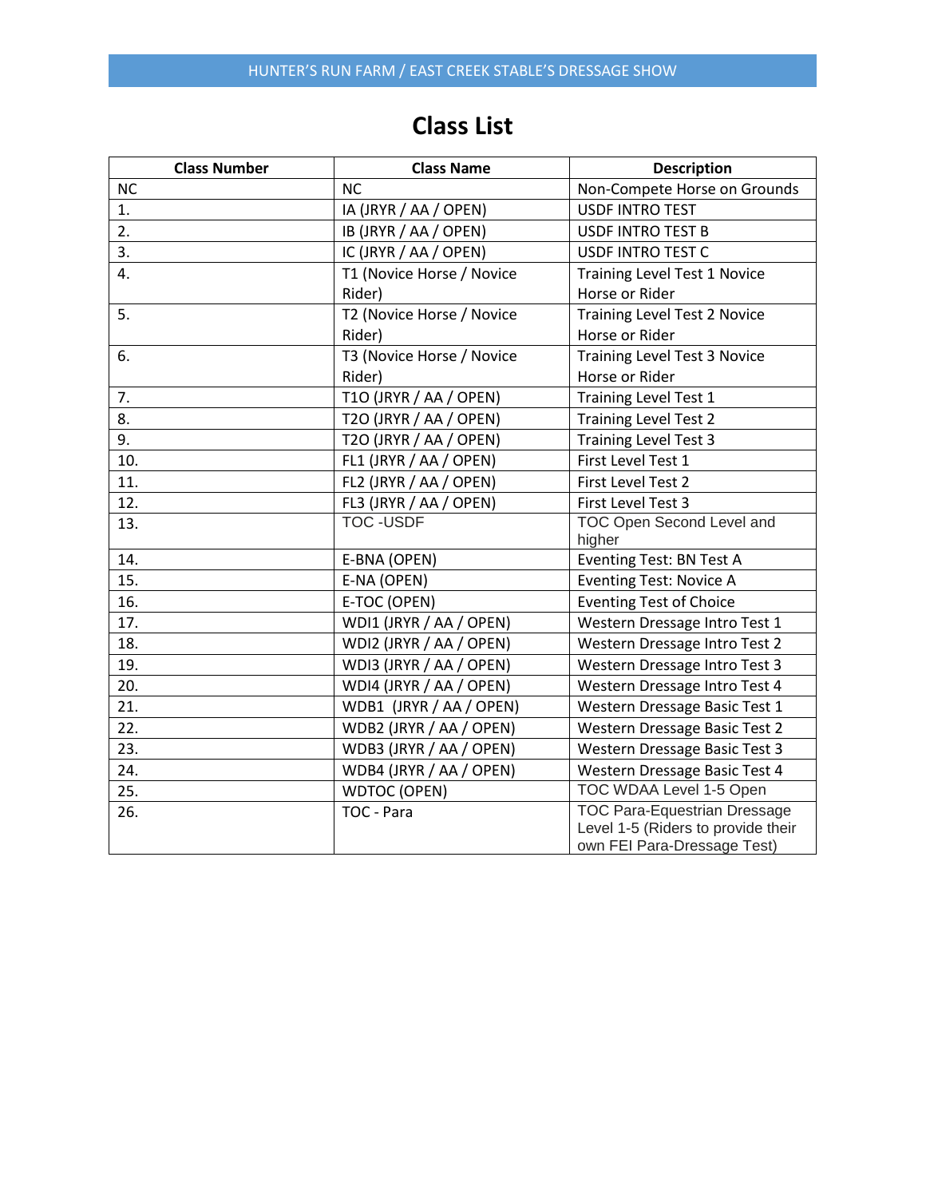HUNTER'S RUN FARM / EAST CREEK STABLE'S DRESSAGE SHOW

# Class List

| Class Number | Class Name | Description |
|---|---|---|
| NC | NC | Non-Compete Horse on Grounds |
| 1. | IA (JRYR / AA / OPEN) | USDF INTRO TEST |
| 2. | IB (JRYR / AA / OPEN) | USDF INTRO TEST B |
| 3. | IC (JRYR / AA / OPEN) | USDF INTRO TEST C |
| 4. | T1 (Novice Horse / Novice Rider) | Training Level Test 1 Novice Horse or Rider |
| 5. | T2 (Novice Horse / Novice Rider) | Training Level Test 2 Novice Horse or Rider |
| 6. | T3 (Novice Horse / Novice Rider) | Training Level Test 3 Novice Horse or Rider |
| 7. | T1O (JRYR / AA / OPEN) | Training Level Test 1 |
| 8. | T2O (JRYR / AA / OPEN) | Training Level Test 2 |
| 9. | T2O (JRYR / AA / OPEN) | Training Level Test 3 |
| 10. | FL1 (JRYR / AA / OPEN) | First Level Test 1 |
| 11. | FL2 (JRYR / AA / OPEN) | First Level Test 2 |
| 12. | FL3 (JRYR / AA / OPEN) | First Level Test 3 |
| 13. | TOC -USDF | TOC Open Second Level and higher |
| 14. | E-BNA (OPEN) | Eventing Test: BN Test A |
| 15. | E-NA (OPEN) | Eventing Test: Novice A |
| 16. | E-TOC (OPEN) | Eventing Test of Choice |
| 17. | WDI1 (JRYR / AA / OPEN) | Western Dressage Intro Test 1 |
| 18. | WDI2 (JRYR / AA / OPEN) | Western Dressage Intro Test 2 |
| 19. | WDI3 (JRYR / AA / OPEN) | Western Dressage Intro Test 3 |
| 20. | WDI4 (JRYR / AA / OPEN) | Western Dressage Intro Test 4 |
| 21. | WDB1 (JRYR / AA / OPEN) | Western Dressage Basic Test 1 |
| 22. | WDB2 (JRYR / AA / OPEN) | Western Dressage Basic Test 2 |
| 23. | WDB3 (JRYR / AA / OPEN) | Western Dressage Basic Test 3 |
| 24. | WDB4 (JRYR / AA / OPEN) | Western Dressage Basic Test 4 |
| 25. | WDTOC (OPEN) | TOC WDAA Level 1-5 Open |
| 26. | TOC - Para | TOC Para-Equestrian Dressage Level 1-5 (Riders to provide their own FEI Para-Dressage Test) |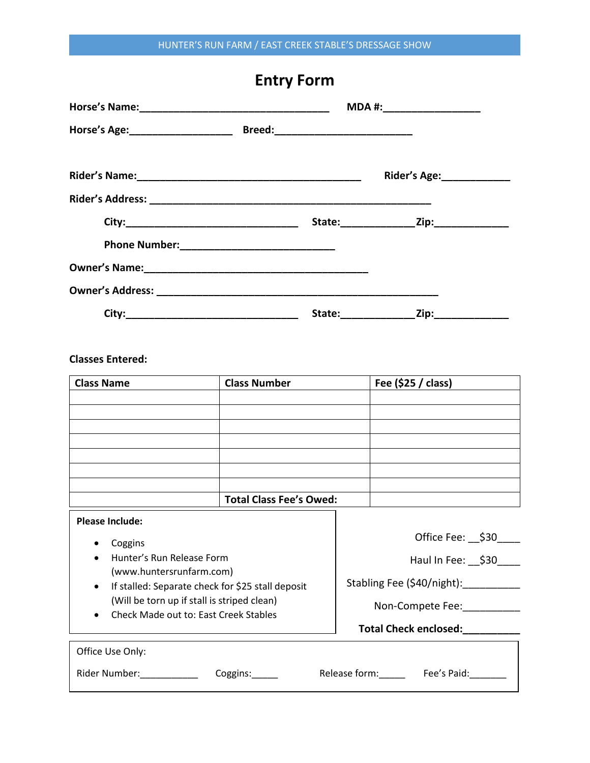HUNTER'S RUN FARM / EAST CREEK STABLE'S DRESSAGE SHOW

# Entry Form

**Horse's Name:**_________________________________ **MDA #:**________________

**Horse's Age:**_________________ **Breed:**_______________________

**Rider's Name:**_______________________________________ **Rider's Age:**___________

**Rider's Address:** _________________________________________________

**City:**______________________________ **State:**____________**Zip:**____________

**Phone Number:**_________________________

**Owner's Name:**_______________________________________

**Owner's Address:** _________________________________________________

**City:**______________________________ **State:**____________**Zip:**____________

**Classes Entered:**

| Class Name | Class Number | Fee ($25 / class) |
|---|---|---|
| | | |
| | | |
| | | |
| | | |
| | | |
| | | |
| | | |
| | **Total Class Fee's Owed:** | |

**Please Include:**

- Coggins
- Hunter's Run Release Form (www.huntersrunfarm.com)
- If stalled: Separate check for $25 stall deposit (Will be torn up if stall is striped clean)
- Check Made out to: East Creek Stables

Office Fee: __$30____

Haul In Fee: __$30____

Stabling Fee ($40/night):__________

Non-Compete Fee:__________

**Total Check enclosed:**__________

Office Use Only:

Rider Number:___________ Coggins:_____ Release form:_____ Fee's Paid:_______